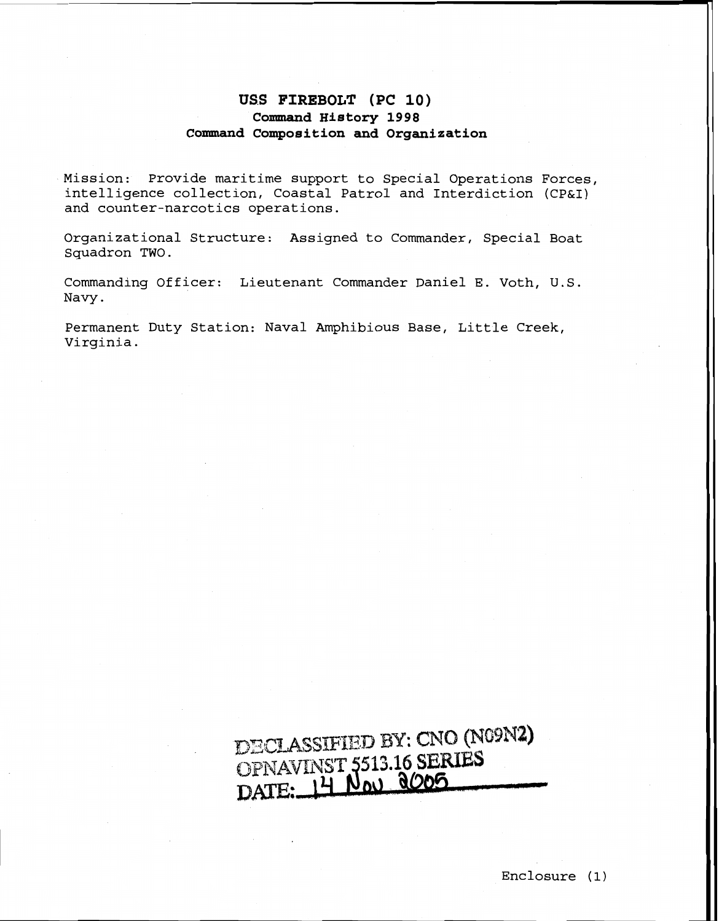# USS FIREBOLT (PC 10)
## Command History 1998
## Command Composition and Organization

Mission: Provide maritime support to Special Operations Forces, intelligence collection, Coastal Patrol and Interdiction (CP&I) and counter-narcotics operations.

Organizational Structure: Assigned to Commander, Special Boat Squadron TWO.

Commanding Officer: Lieutenant Commander Daniel E. Voth, U.S. Navy.

Permanent Duty Station: Naval Amphibious Base, Little Creek, Virginia.

DECLASSIFIED BY: CNO (N09N2)
OPNAVINST 5513.16 SERIES
DATE: 14 Nov 2005

Enclosure (1)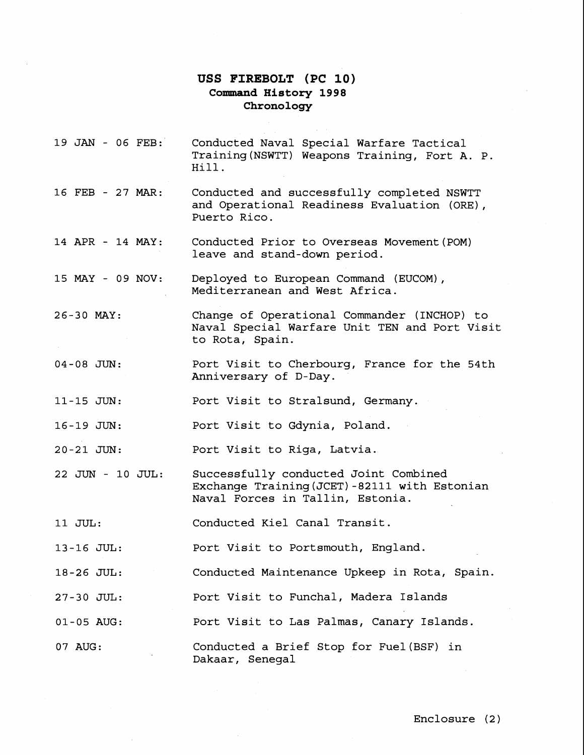# USS FIREBOLT (PC 10)
## Command History 1998
### Chronology

| | |
|---|---|
| 19 JAN - 06 FEB: | Conducted Naval Special Warfare Tactical Training(NSWTT) Weapons Training, Fort A. P. Hill. |
| 16 FEB - 27 MAR: | Conducted and successfully completed NSWTT and Operational Readiness Evaluation (ORE), Puerto Rico. |
| 14 APR - 14 MAY: | Conducted Prior to Overseas Movement(POM) leave and stand-down period. |
| 15 MAY - 09 NOV: | Deployed to European Command (EUCOM), Mediterranean and West Africa. |
| 26-30 MAY: | Change of Operational Commander (INCHOP) to Naval Special Warfare Unit TEN and Port Visit to Rota, Spain. |
| 04-08 JUN: | Port Visit to Cherbourg, France for the 54th Anniversary of D-Day. |
| 11-15 JUN: | Port Visit to Stralsund, Germany. |
| 16-19 JUN: | Port Visit to Gdynia, Poland. |
| 20-21 JUN: | Port Visit to Riga, Latvia. |
| 22 JUN - 10 JUL: | Successfully conducted Joint Combined Exchange Training(JCET)-82111 with Estonian Naval Forces in Tallin, Estonia. |
| 11 JUL: | Conducted Kiel Canal Transit. |
| 13-16 JUL: | Port Visit to Portsmouth, England. |
| 18-26 JUL: | Conducted Maintenance Upkeep in Rota, Spain. |
| 27-30 JUL: | Port Visit to Funchal, Madera Islands |
| 01-05 AUG: | Port Visit to Las Palmas, Canary Islands. |
| 07 AUG: | Conducted a Brief Stop for Fuel(BSF) in Dakaar, Senegal |

Enclosure (2)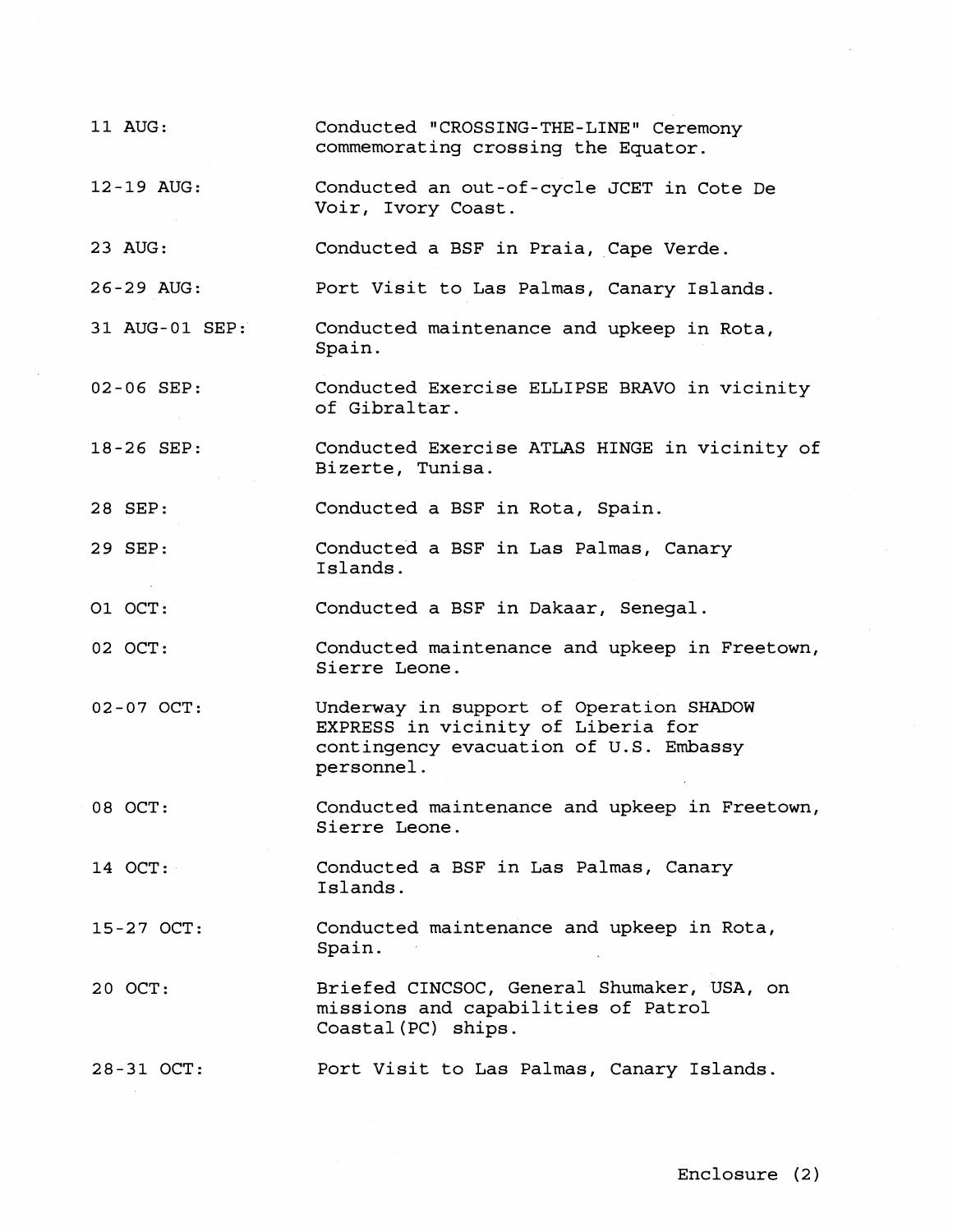| | |
|---|---|
| 11 AUG: | Conducted "CROSSING-THE-LINE" Ceremony commemorating crossing the Equator. |
| 12-19 AUG: | Conducted an out-of-cycle JCET in Cote De Voir, Ivory Coast. |
| 23 AUG: | Conducted a BSF in Praia, Cape Verde. |
| 26-29 AUG: | Port Visit to Las Palmas, Canary Islands. |
| 31 AUG-01 SEP: | Conducted maintenance and upkeep in Rota, Spain. |
| 02-06 SEP: | Conducted Exercise ELLIPSE BRAVO in vicinity of Gibraltar. |
| 18-26 SEP: | Conducted Exercise ATLAS HINGE in vicinity of Bizerte, Tunisa. |
| 28 SEP: | Conducted a BSF in Rota, Spain. |
| 29 SEP: | Conducted a BSF in Las Palmas, Canary Islands. |
| 01 OCT: | Conducted a BSF in Dakaar, Senegal. |
| 02 OCT: | Conducted maintenance and upkeep in Freetown, Sierre Leone. |
| 02-07 OCT: | Underway in support of Operation SHADOW EXPRESS in vicinity of Liberia for contingency evacuation of U.S. Embassy personnel. |
| 08 OCT: | Conducted maintenance and upkeep in Freetown, Sierre Leone. |
| 14 OCT: | Conducted a BSF in Las Palmas, Canary Islands. |
| 15-27 OCT: | Conducted maintenance and upkeep in Rota, Spain. |
| 20 OCT: | Briefed CINCSOC, General Shumaker, USA, on missions and capabilities of Patrol Coastal(PC) ships. |
| 28-31 OCT: | Port Visit to Las Palmas, Canary Islands. |

Enclosure (2)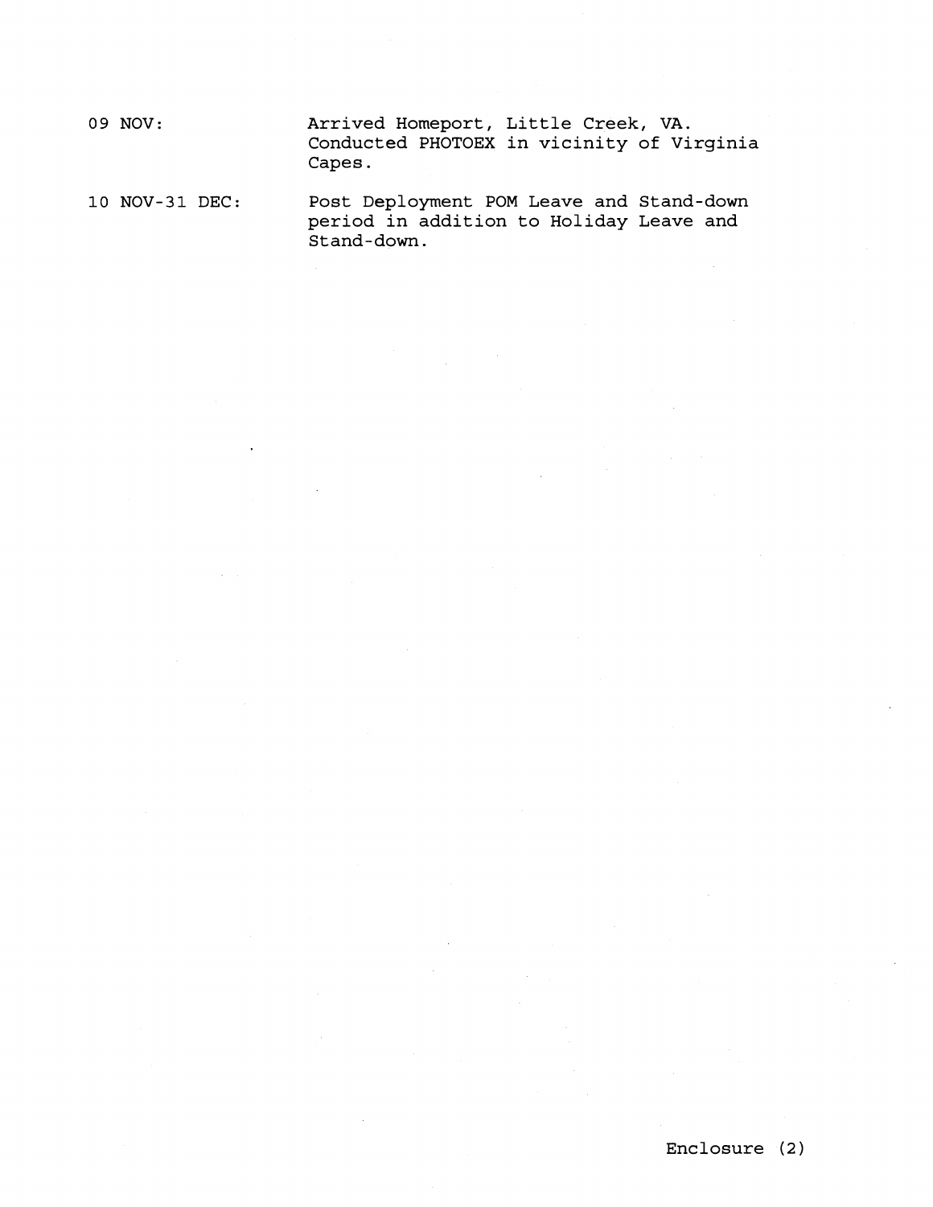09 NOV: Arrived Homeport, Little Creek, VA. Conducted PHOTOEX in vicinity of Virginia Capes.

10 NOV-31 DEC: Post Deployment POM Leave and Stand-down period in addition to Holiday Leave and Stand-down.

Enclosure (2)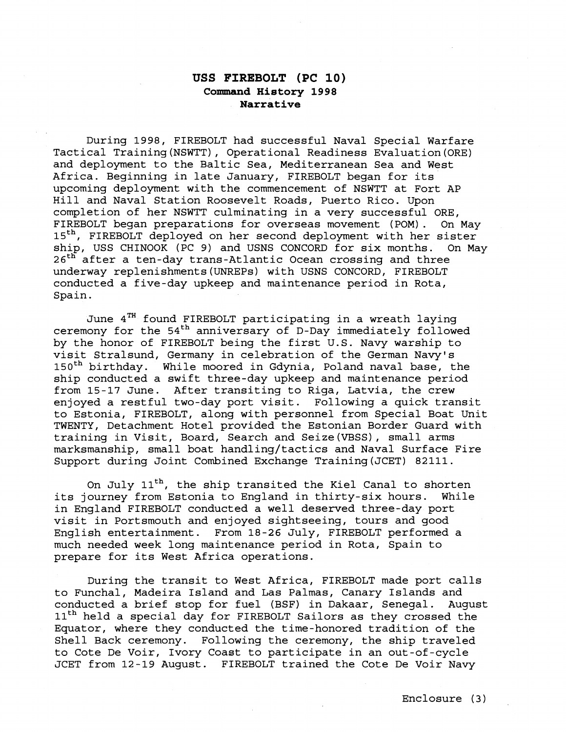**USS FIREBOLT (PC 10)**
**Command History 1998**
**Narrative**

During 1998, FIREBOLT had successful Naval Special Warfare Tactical Training(NSWTT), Operational Readiness Evaluation(ORE) and deployment to the Baltic Sea, Mediterranean Sea and West Africa. Beginning in late January, FIREBOLT began for its upcoming deployment with the commencement of NSWTT at Fort AP Hill and Naval Station Roosevelt Roads, Puerto Rico. Upon completion of her NSWTT culminating in a very successful ORE, FIREBOLT began preparations for overseas movement (POM). On May 15th, FIREBOLT deployed on her second deployment with her sister ship, USS CHINOOK (PC 9) and USNS CONCORD for six months. On May 26th after a ten-day trans-Atlantic Ocean crossing and three underway replenishments(UNREPs) with USNS CONCORD, FIREBOLT conducted a five-day upkeep and maintenance period in Rota, Spain.

June 4TH found FIREBOLT participating in a wreath laying ceremony for the 54th anniversary of D-Day immediately followed by the honor of FIREBOLT being the first U.S. Navy warship to visit Stralsund, Germany in celebration of the German Navy's 150th birthday. While moored in Gdynia, Poland naval base, the ship conducted a swift three-day upkeep and maintenance period from 15-17 June. After transiting to Riga, Latvia, the crew enjoyed a restful two-day port visit. Following a quick transit to Estonia, FIREBOLT, along with personnel from Special Boat Unit TWENTY, Detachment Hotel provided the Estonian Border Guard with training in Visit, Board, Search and Seize(VBSS), small arms marksmanship, small boat handling/tactics and Naval Surface Fire Support during Joint Combined Exchange Training(JCET) 82111.

On July 11th, the ship transited the Kiel Canal to shorten its journey from Estonia to England in thirty-six hours. While in England FIREBOLT conducted a well deserved three-day port visit in Portsmouth and enjoyed sightseeing, tours and good English entertainment. From 18-26 July, FIREBOLT performed a much needed week long maintenance period in Rota, Spain to prepare for its West Africa operations.

During the transit to West Africa, FIREBOLT made port calls to Funchal, Madeira Island and Las Palmas, Canary Islands and conducted a brief stop for fuel (BSF) in Dakaar, Senegal. August 11th held a special day for FIREBOLT Sailors as they crossed the Equator, where they conducted the time-honored tradition of the Shell Back ceremony. Following the ceremony, the ship traveled to Cote De Voir, Ivory Coast to participate in an out-of-cycle JCET from 12-19 August. FIREBOLT trained the Cote De Voir Navy

Enclosure (3)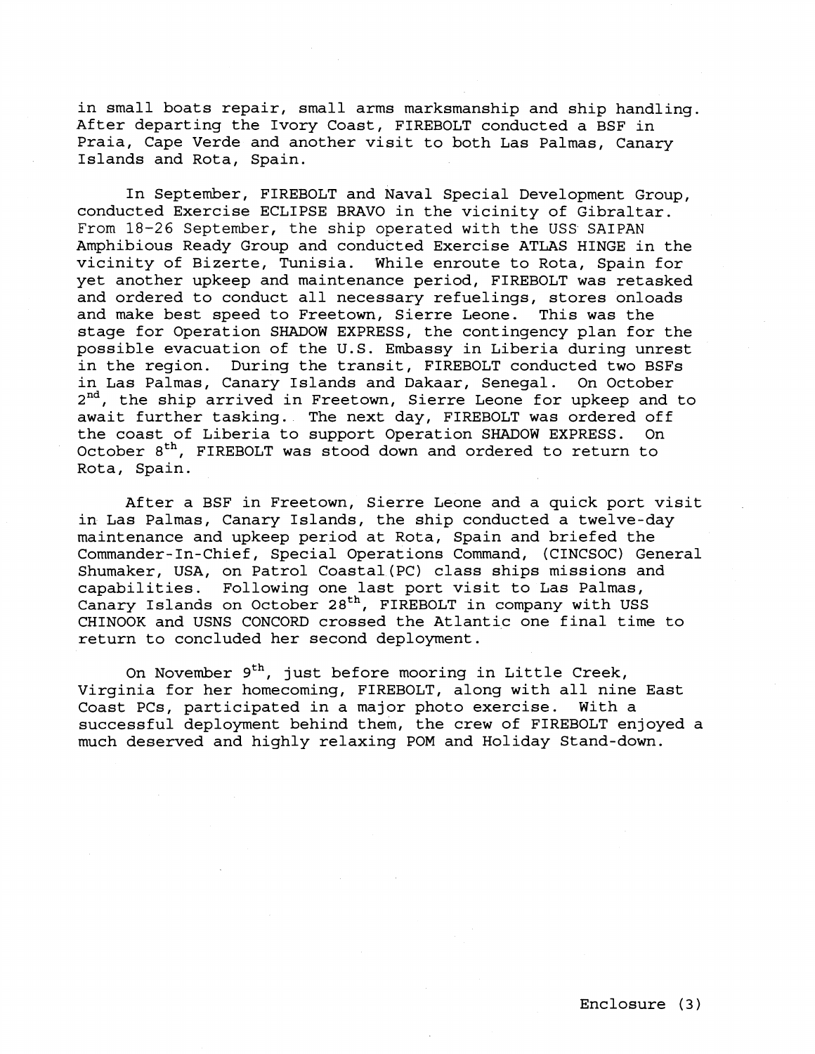in small boats repair, small arms marksmanship and ship handling. After departing the Ivory Coast, FIREBOLT conducted a BSF in Praia, Cape Verde and another visit to both Las Palmas, Canary Islands and Rota, Spain.

In September, FIREBOLT and Naval Special Development Group, conducted Exercise ECLIPSE BRAVO in the vicinity of Gibraltar. From 18-26 September, the ship operated with the USS SAIPAN Amphibious Ready Group and conducted Exercise ATLAS HINGE in the vicinity of Bizerte, Tunisia. While enroute to Rota, Spain for yet another upkeep and maintenance period, FIREBOLT was retasked and ordered to conduct all necessary refuelings, stores onloads and make best speed to Freetown, Sierre Leone. This was the stage for Operation SHADOW EXPRESS, the contingency plan for the possible evacuation of the U.S. Embassy in Liberia during unrest in the region. During the transit, FIREBOLT conducted two BSFs in Las Palmas, Canary Islands and Dakaar, Senegal. On October 2nd, the ship arrived in Freetown, Sierre Leone for upkeep and to await further tasking. The next day, FIREBOLT was ordered off the coast of Liberia to support Operation SHADOW EXPRESS. On October 8th, FIREBOLT was stood down and ordered to return to Rota, Spain.

After a BSF in Freetown, Sierre Leone and a quick port visit in Las Palmas, Canary Islands, the ship conducted a twelve-day maintenance and upkeep period at Rota, Spain and briefed the Commander-In-Chief, Special Operations Command, (CINCSOC) General Shumaker, USA, on Patrol Coastal(PC) class ships missions and capabilities. Following one last port visit to Las Palmas, Canary Islands on October 28th, FIREBOLT in company with USS CHINOOK and USNS CONCORD crossed the Atlantic one final time to return to concluded her second deployment.

On November 9th, just before mooring in Little Creek, Virginia for her homecoming, FIREBOLT, along with all nine East Coast PCs, participated in a major photo exercise. With a successful deployment behind them, the crew of FIREBOLT enjoyed a much deserved and highly relaxing POM and Holiday Stand-down.

Enclosure (3)